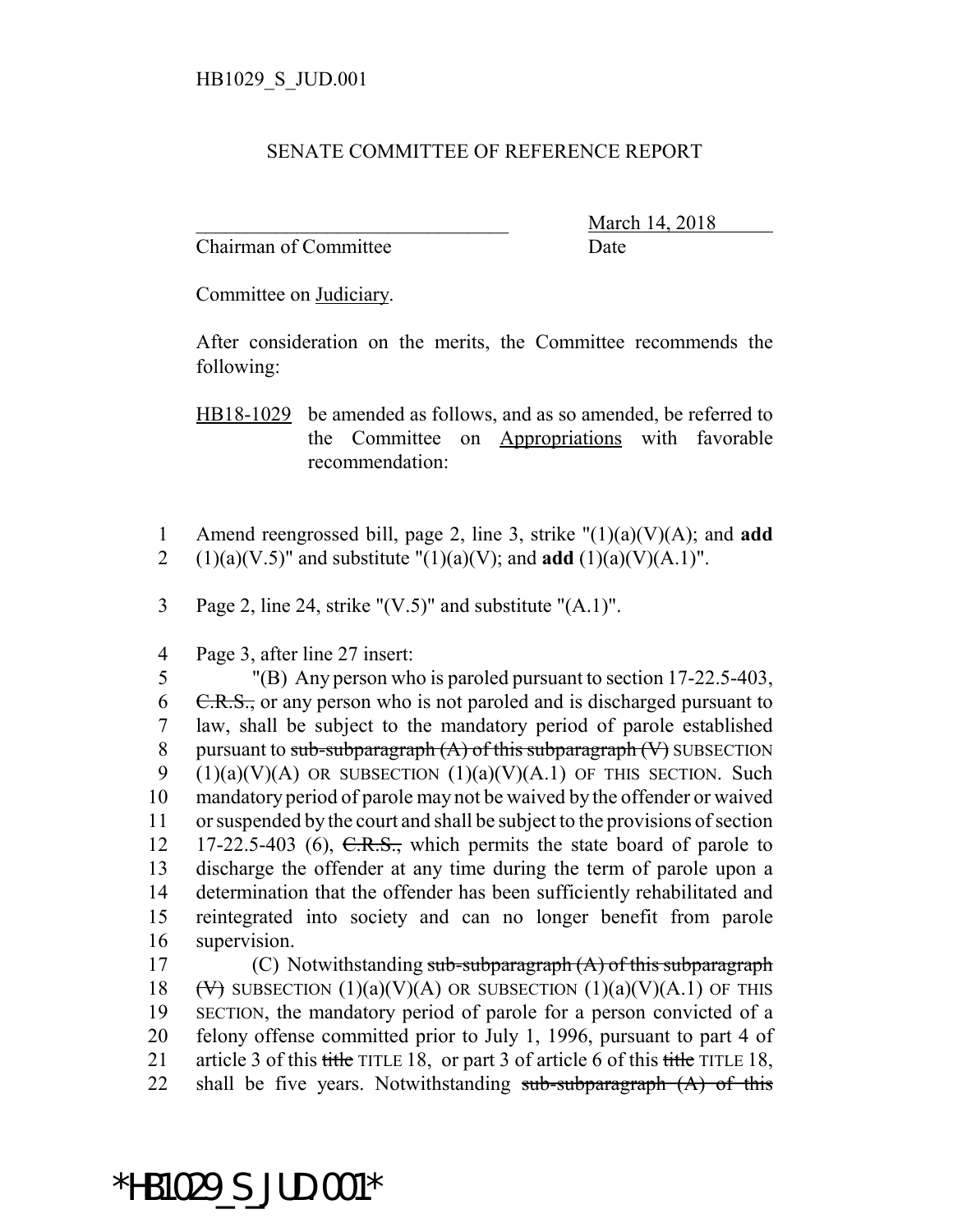HB1029_S_JUD.001

SENATE COMMITTEE OF REFERENCE REPORT

_______________________________ March 14, 2018
Chairman of Committee Date

Committee on Judiciary.

After consideration on the merits, the Committee recommends the following:

HB18-1029 be amended as follows, and as so amended, be referred to the Committee on Appropriations with favorable recommendation:

1 Amend reengrossed bill, page 2, line 3, strike "(1)(a)(V)(A); and **add**
2 (1)(a)(V.5)" and substitute "(1)(a)(V); and **add** (1)(a)(V)(A.1)".

3 Page 2, line 24, strike "(V.5)" and substitute "(A.1)".

4 Page 3, after line 27 insert:
5 "(B) Any person who is paroled pursuant to section 17-22.5-403,
6 ~~C.R.S.,~~ or any person who is not paroled and is discharged pursuant to
7 law, shall be subject to the mandatory period of parole established
8 pursuant to ~~sub-subparagraph (A) of this subparagraph (V)~~ SUBSECTION
9 (1)(a)(V)(A) OR SUBSECTION (1)(a)(V)(A.1) OF THIS SECTION. Such
10 mandatory period of parole may not be waived by the offender or waived
11 or suspended by the court and shall be subject to the provisions of section
12 17-22.5-403 (6), ~~C.R.S.,~~ which permits the state board of parole to
13 discharge the offender at any time during the term of parole upon a
14 determination that the offender has been sufficiently rehabilitated and
15 reintegrated into society and can no longer benefit from parole
16 supervision.
17 (C) Notwithstanding ~~sub-subparagraph (A) of this subparagraph~~
18 ~~(V)~~ SUBSECTION (1)(a)(V)(A) OR SUBSECTION (1)(a)(V)(A.1) OF THIS
19 SECTION, the mandatory period of parole for a person convicted of a
20 felony offense committed prior to July 1, 1996, pursuant to part 4 of
21 article 3 of this ~~title~~ TITLE 18, or part 3 of article 6 of this ~~title~~ TITLE 18,
22 shall be five years. Notwithstanding ~~sub-subparagraph (A) of this~~

*HB1029_S_JUD.001*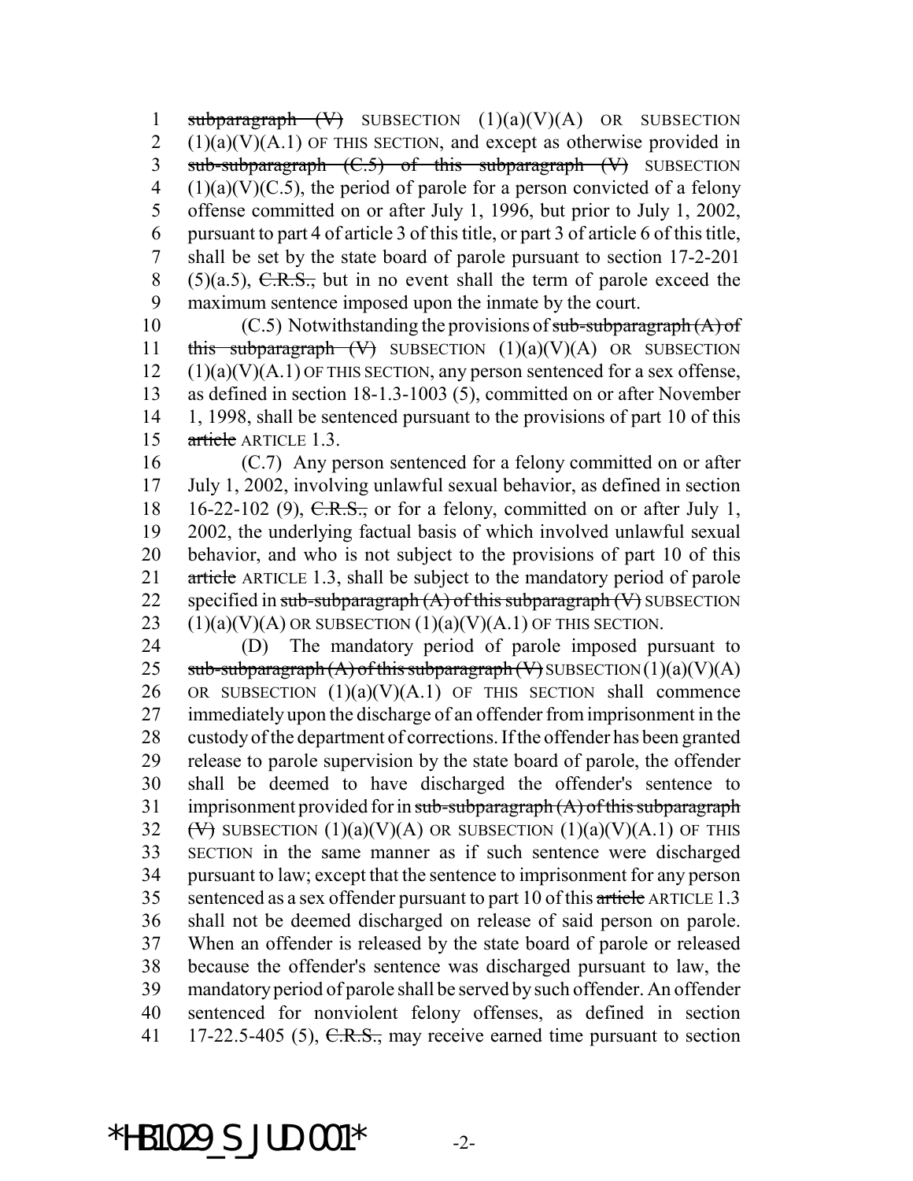subparagraph (V) SUBSECTION (1)(a)(V)(A) OR SUBSECTION (1)(a)(V)(A.1) OF THIS SECTION, and except as otherwise provided in sub-subparagraph (C.5) of this subparagraph (V) SUBSECTION (1)(a)(V)(C.5), the period of parole for a person convicted of a felony offense committed on or after July 1, 1996, but prior to July 1, 2002, pursuant to part 4 of article 3 of this title, or part 3 of article 6 of this title, shall be set by the state board of parole pursuant to section 17-2-201 (5)(a.5), C.R.S., but in no event shall the term of parole exceed the maximum sentence imposed upon the inmate by the court.

(C.5) Notwithstanding the provisions of sub-subparagraph (A) of this subparagraph (V) SUBSECTION (1)(a)(V)(A) OR SUBSECTION (1)(a)(V)(A.1) OF THIS SECTION, any person sentenced for a sex offense, as defined in section 18-1.3-1003 (5), committed on or after November 1, 1998, shall be sentenced pursuant to the provisions of part 10 of this article ARTICLE 1.3.

(C.7) Any person sentenced for a felony committed on or after July 1, 2002, involving unlawful sexual behavior, as defined in section 16-22-102 (9), C.R.S., or for a felony, committed on or after July 1, 2002, the underlying factual basis of which involved unlawful sexual behavior, and who is not subject to the provisions of part 10 of this article ARTICLE 1.3, shall be subject to the mandatory period of parole specified in sub-subparagraph (A) of this subparagraph (V) SUBSECTION (1)(a)(V)(A) OR SUBSECTION (1)(a)(V)(A.1) OF THIS SECTION.

(D) The mandatory period of parole imposed pursuant to sub-subparagraph (A) of this subparagraph (V) SUBSECTION (1)(a)(V)(A) OR SUBSECTION (1)(a)(V)(A.1) OF THIS SECTION shall commence immediately upon the discharge of an offender from imprisonment in the custody of the department of corrections. If the offender has been granted release to parole supervision by the state board of parole, the offender shall be deemed to have discharged the offender's sentence to imprisonment provided for in sub-subparagraph (A) of this subparagraph (V) SUBSECTION (1)(a)(V)(A) OR SUBSECTION (1)(a)(V)(A.1) OF THIS SECTION in the same manner as if such sentence were discharged pursuant to law; except that the sentence to imprisonment for any person sentenced as a sex offender pursuant to part 10 of this article ARTICLE 1.3 shall not be deemed discharged on release of said person on parole. When an offender is released by the state board of parole or released because the offender's sentence was discharged pursuant to law, the mandatory period of parole shall be served by such offender. An offender sentenced for nonviolent felony offenses, as defined in section 17-22.5-405 (5), C.R.S., may receive earned time pursuant to section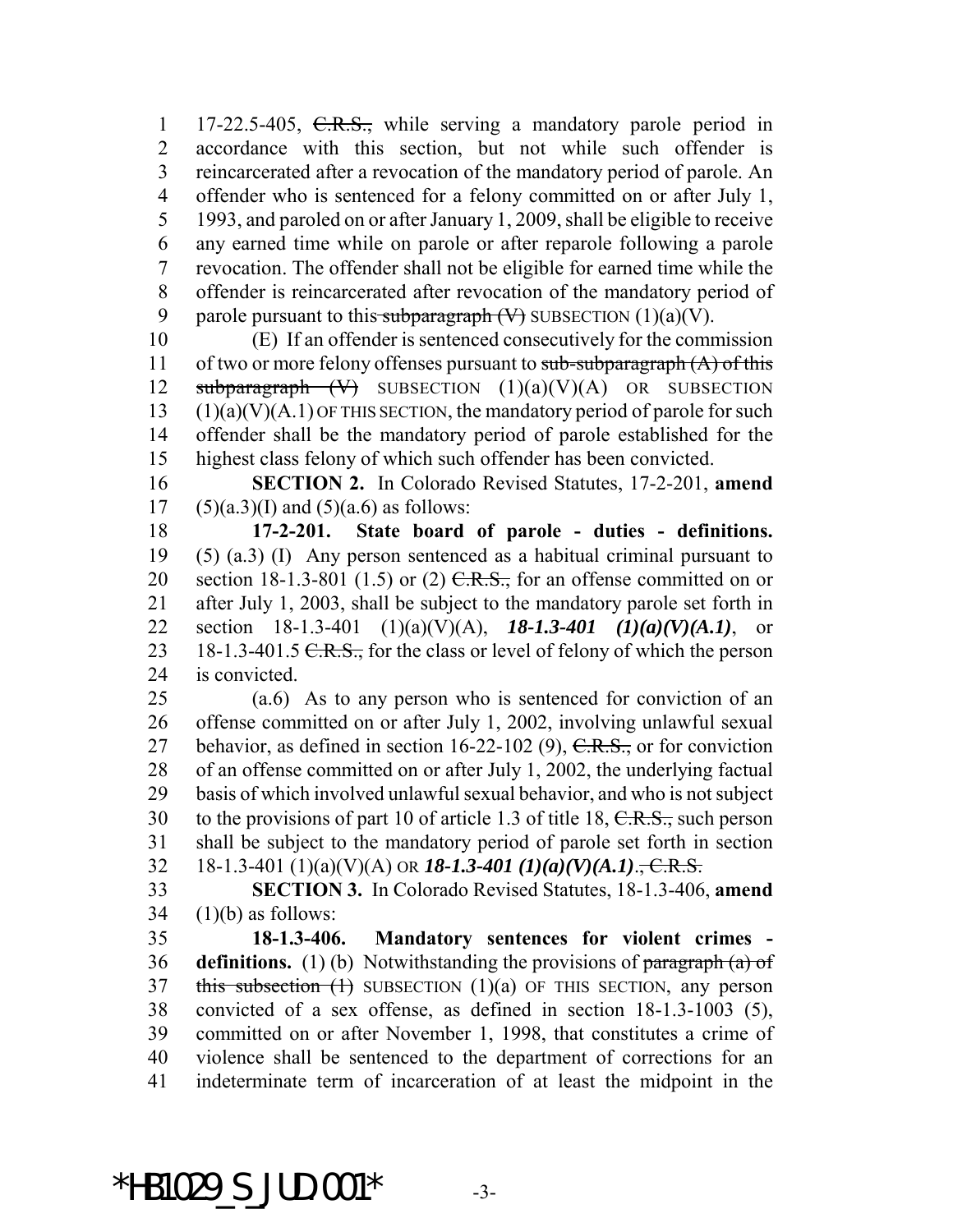17-22.5-405, ~~C.R.S.,~~ while serving a mandatory parole period in accordance with this section, but not while such offender is reincarcerated after a revocation of the mandatory period of parole. An offender who is sentenced for a felony committed on or after July 1, 1993, and paroled on or after January 1, 2009, shall be eligible to receive any earned time while on parole or after reparole following a parole revocation. The offender shall not be eligible for earned time while the offender is reincarcerated after revocation of the mandatory period of parole pursuant to this ~~subparagraph (V)~~ SUBSECTION (1)(a)(V).

(E) If an offender is sentenced consecutively for the commission of two or more felony offenses pursuant to ~~sub-subparagraph (A) of this subparagraph (V)~~ SUBSECTION (1)(a)(V)(A) OR SUBSECTION (1)(a)(V)(A.1) OF THIS SECTION, the mandatory period of parole for such offender shall be the mandatory period of parole established for the highest class felony of which such offender has been convicted.

**SECTION 2.** In Colorado Revised Statutes, 17-2-201, **amend** (5)(a.3)(I) and (5)(a.6) as follows:

**17-2-201. State board of parole - duties - definitions.** (5) (a.3) (I) Any person sentenced as a habitual criminal pursuant to section 18-1.3-801 (1.5) or (2) ~~C.R.S.,~~ for an offense committed on or after July 1, 2003, shall be subject to the mandatory parole set forth in section 18-1.3-401 (1)(a)(V)(A), ***18-1.3-401 (1)(a)(V)(A.1)***, or 18-1.3-401.5 ~~C.R.S.,~~ for the class or level of felony of which the person is convicted.

(a.6) As to any person who is sentenced for conviction of an offense committed on or after July 1, 2002, involving unlawful sexual behavior, as defined in section 16-22-102 (9), ~~C.R.S.,~~ or for conviction of an offense committed on or after July 1, 2002, the underlying factual basis of which involved unlawful sexual behavior, and who is not subject to the provisions of part 10 of article 1.3 of title 18, ~~C.R.S.,~~ such person shall be subject to the mandatory period of parole set forth in section 18-1.3-401 (1)(a)(V)(A) OR ***18-1.3-401 (1)(a)(V)(A.1)***.~~, C.R.S.~~

**SECTION 3.** In Colorado Revised Statutes, 18-1.3-406, **amend** (1)(b) as follows:

**18-1.3-406. Mandatory sentences for violent crimes - definitions.** (1) (b) Notwithstanding the provisions of ~~paragraph (a) of this subsection (1)~~ SUBSECTION (1)(a) OF THIS SECTION, any person convicted of a sex offense, as defined in section 18-1.3-1003 (5), committed on or after November 1, 1998, that constitutes a crime of violence shall be sentenced to the department of corrections for an indeterminate term of incarceration of at least the midpoint in the

*HB1029_S_JUD.001*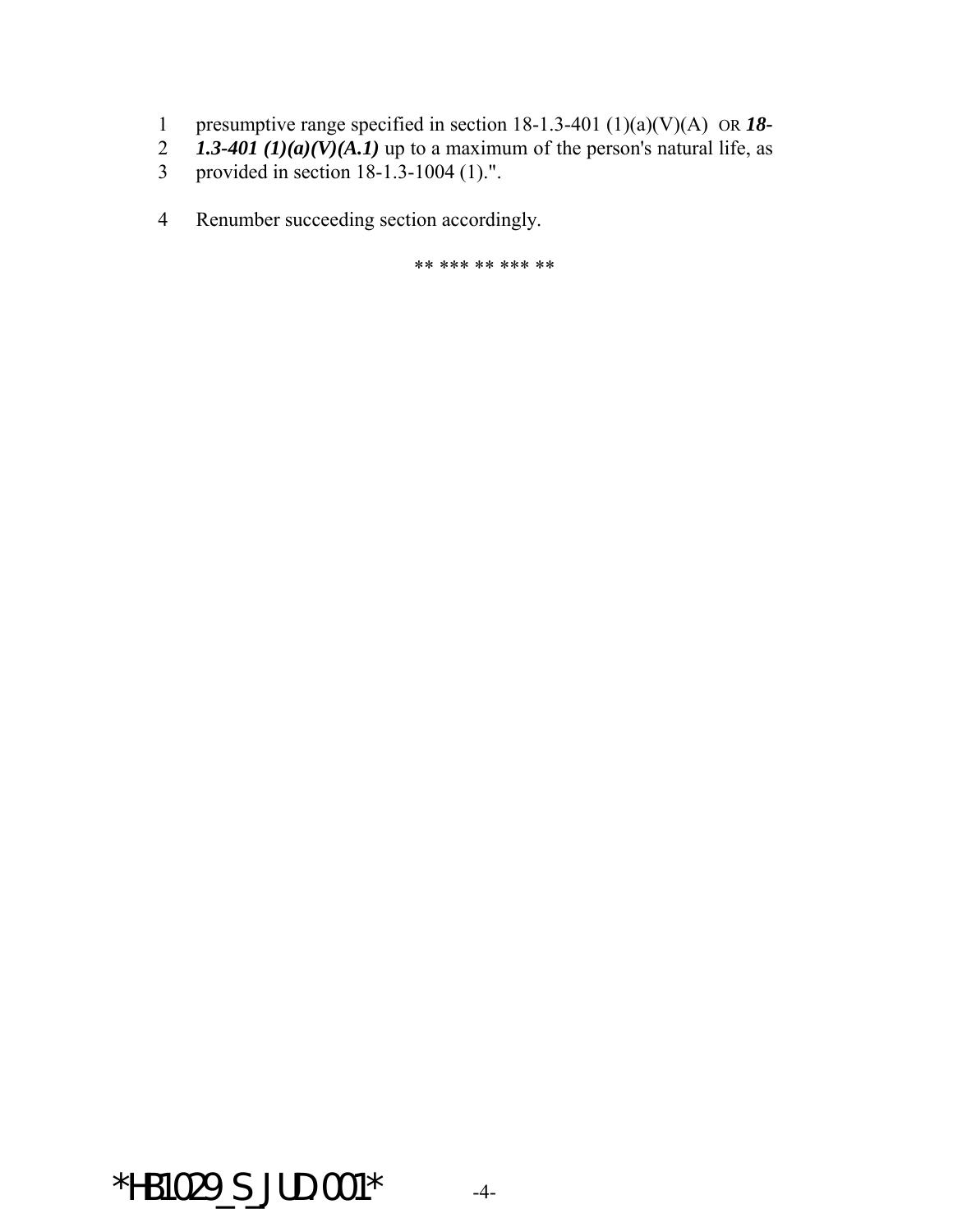presumptive range specified in section 18-1.3-401 (1)(a)(V)(A) OR ***18-1.3-401 (1)(a)(V)(A.1)*** up to a maximum of the person's natural life, as provided in section 18-1.3-1004 (1).".

Renumber succeeding section accordingly.

** *** ** *** **